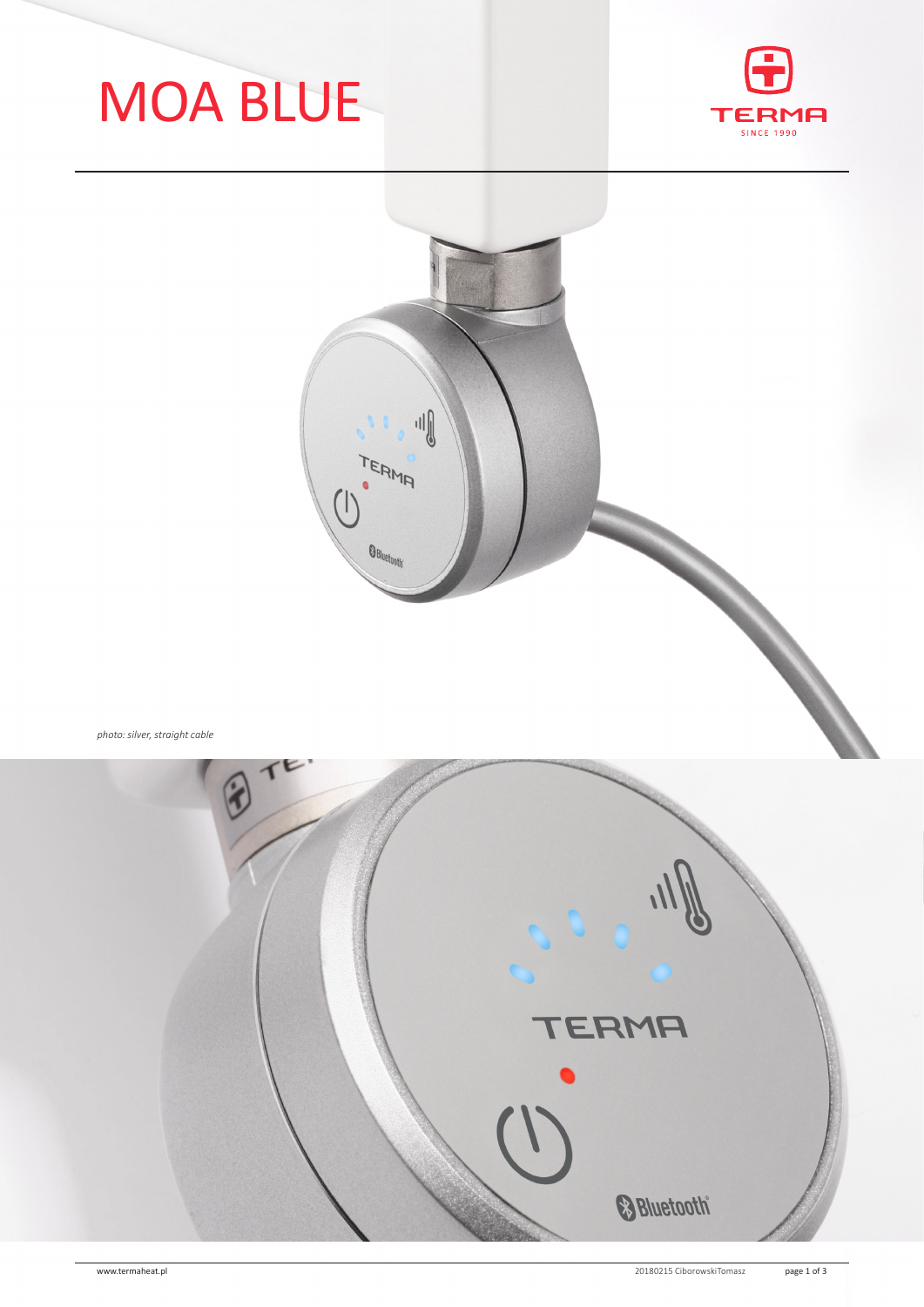# MOA BLUE

*photo: silver, straight cable*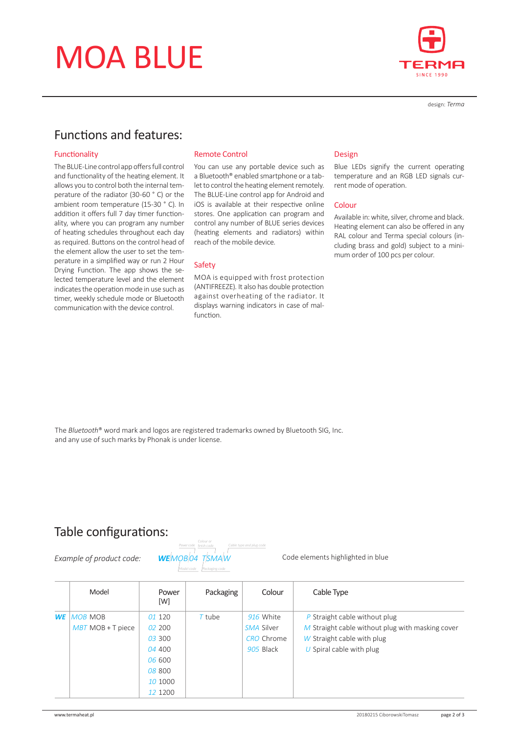# MOA BLUE

design: *Terma*

## Functions and features:

### Functionality

The BLUE-Line control app offers full control and functionality of the heating element. It allows you to control both the internal temperature of the radiator (30-60 ° C) or the ambient room temperature (15-30 ° C). In addition it offers full 7 day timer functionality, where you can program any number of heating schedules throughout each day as required. Buttons on the control head of the element allow the user to set the temperature in a simplified way or run 2 Hour Drying Function. The app shows the selected temperature level and the element indicates the operation mode in use such as timer, weekly schedule mode or Bluetooth communication with the device control.

### Remote Control

You can use any portable device such as a Bluetooth® enabled smartphone or a tablet to control the heating element remotely. The BLUE-Line control app for Android and iOS is available at their respective online stores. One application can program and control any number of BLUE series devices (heating elements and radiators) within reach of the mobile device.

### Safety

MOA is equipped with frost protection (ANTIFREEZE). It also has double protection against overheating of the radiator. It displays warning indicators in case of malfunction.

### Design

Blue LEDs signify the current operating temperature and an RGB LED signals current mode of operation.

### Colour

Available in: white, silver, chrome and black. Heating element can also be offered in any RAL colour and Terma special colours (including brass and gold) subject to a minimum order of 100 pcs per colour.

The *Bluetooth*® word mark and logos are registered trademarks owned by Bluetooth SIG, Inc. and any use of such marks by Phonak is under license.

## Table configurations:

*Example of product code:* ***WE*** *MOB 04 T SMA W* (Model code: MOB; Power code: 04; Packaging code: T; Colour or finish code: SMA; Cable type and plug code: W)

Code elements highlighted in blue

| | Model | Power [W] | Packaging | Colour | Cable Type |
|---|---|---|---|---|---|
| ***WE*** | *MOB* MOB | *01* 120 | *T* tube | *916* White | *P* Straight cable without plug |
| | *MBT* MOB + T piece | *02* 200 | | *SMA* Silver | *M* Straight cable without plug with masking cover |
| | | *03* 300 | | *CRO* Chrome | *W* Straight cable with plug |
| | | *04* 400 | | *905* Black | *U* Spiral cable with plug |
| | | *06* 600 | | | |
| | | *08* 800 | | | |
| | | *10* 1000 | | | |
| | | *12* 1200 | | | |

www.termaheat.pl

20180215 CiborowskiTomasz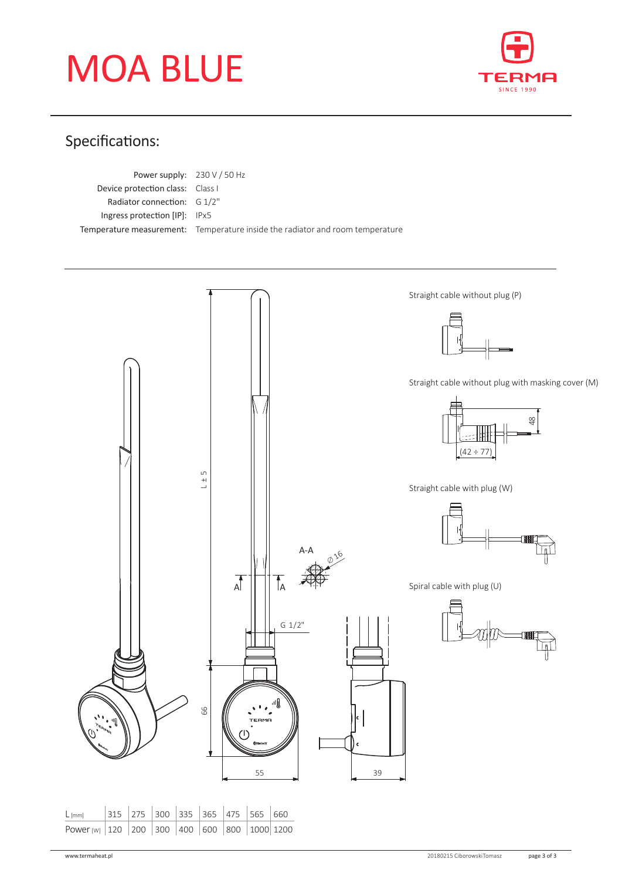# MOA BLUE

## Specifications:

| | |
|---|---|
| Power supply: | 230 V / 50 Hz |
| Device protection class: | Class I |
| Radiator connection: | G 1/2" |
| Ingress protection [IP]: | IPx5 |
| Temperature measurement: | Temperature inside the radiator and room temperature |

Straight cable without plug (P)

Straight cable without plug with masking cover (M)

48

(42 ÷ 77)

Straight cable with plug (W)

Spiral cable with plug (U)

L ± 5

A-A

Ø 16

A A

G 1/2"

66

55

39

| L [mm] | 315 | 275 | 300 | 335 | 365 | 475 | 565 | 660 |
|---|---|---|---|---|---|---|---|---|
| Power [W] | 120 | 200 | 300 | 400 | 600 | 800 | 1000 | 1200 |

www.termaheat.pl

20180215 CiborowskiTomasz